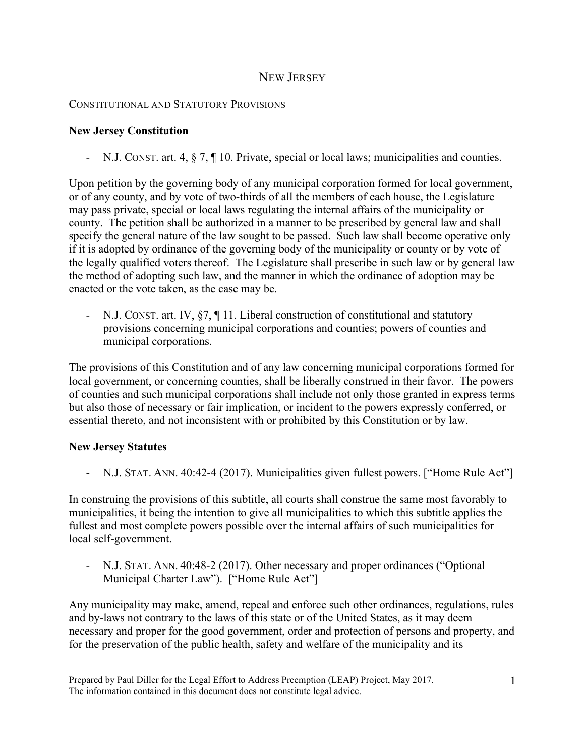# NEW JERSEY

## CONSTITUTIONAL AND STATUTORY PROVISIONS

### New Jersey Constitution

- N.J. CONST. art. 4, § 7, ¶ 10. Private, special or local laws; municipalities and counties.

Upon petition by the governing body of any municipal corporation formed for local government, or of any county, and by vote of two-thirds of all the members of each house, the Legislature may pass private, special or local laws regulating the internal affairs of the municipality or county. The petition shall be authorized in a manner to be prescribed by general law and shall specify the general nature of the law sought to be passed. Such law shall become operative only if it is adopted by ordinance of the governing body of the municipality or county or by vote of the legally qualified voters thereof. The Legislature shall prescribe in such law or by general law the method of adopting such law, and the manner in which the ordinance of adoption may be enacted or the vote taken, as the case may be.

- N.J. CONST. art. IV, §7, ¶ 11. Liberal construction of constitutional and statutory provisions concerning municipal corporations and counties; powers of counties and municipal corporations.

The provisions of this Constitution and of any law concerning municipal corporations formed for local government, or concerning counties, shall be liberally construed in their favor. The powers of counties and such municipal corporations shall include not only those granted in express terms but also those of necessary or fair implication, or incident to the powers expressly conferred, or essential thereto, and not inconsistent with or prohibited by this Constitution or by law.

### New Jersey Statutes

- N.J. STAT. ANN. 40:42-4 (2017). Municipalities given fullest powers. ["Home Rule Act"]

In construing the provisions of this subtitle, all courts shall construe the same most favorably to municipalities, it being the intention to give all municipalities to which this subtitle applies the fullest and most complete powers possible over the internal affairs of such municipalities for local self-government.

- N.J. STAT. ANN. 40:48-2 (2017). Other necessary and proper ordinances ("Optional Municipal Charter Law"). ["Home Rule Act"]

Any municipality may make, amend, repeal and enforce such other ordinances, regulations, rules and by-laws not contrary to the laws of this state or of the United States, as it may deem necessary and proper for the good government, order and protection of persons and property, and for the preservation of the public health, safety and welfare of the municipality and its

Prepared by Paul Diller for the Legal Effort to Address Preemption (LEAP) Project, May 2017.
The information contained in this document does not constitute legal advice.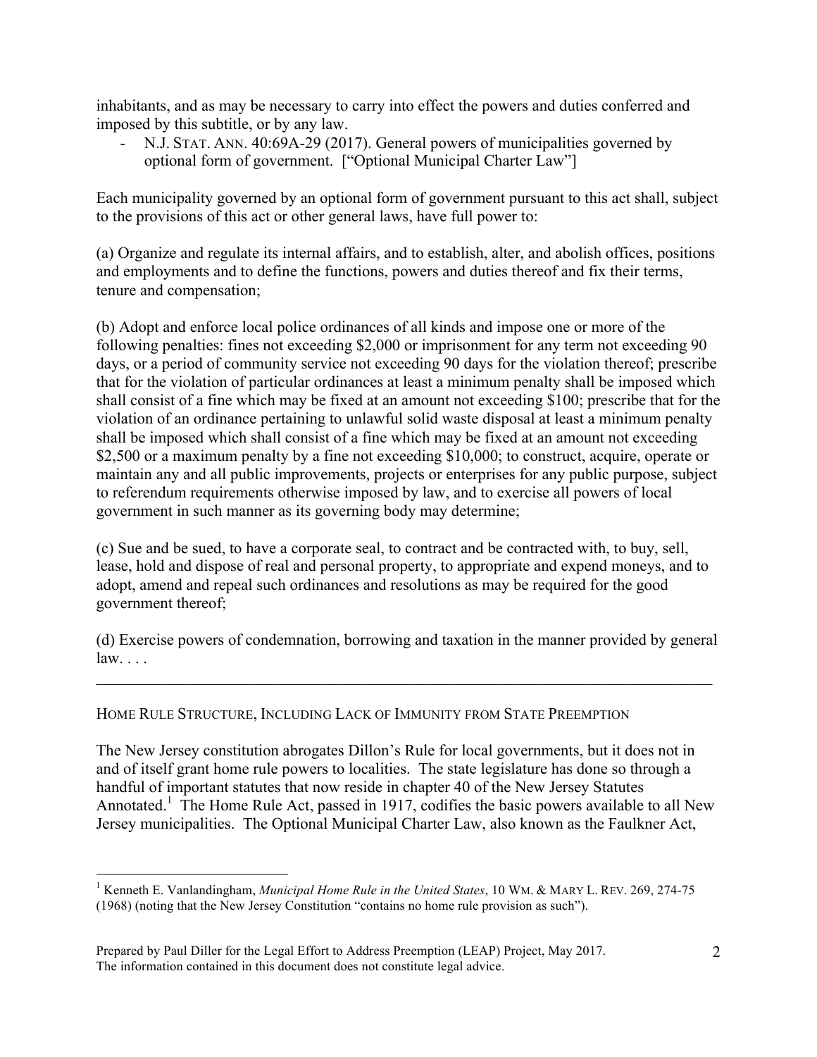inhabitants, and as may be necessary to carry into effect the powers and duties conferred and imposed by this subtitle, or by any law.

- N.J. STAT. ANN. 40:69A-29 (2017). General powers of municipalities governed by optional form of government. ["Optional Municipal Charter Law"]

Each municipality governed by an optional form of government pursuant to this act shall, subject to the provisions of this act or other general laws, have full power to:

(a) Organize and regulate its internal affairs, and to establish, alter, and abolish offices, positions and employments and to define the functions, powers and duties thereof and fix their terms, tenure and compensation;

(b) Adopt and enforce local police ordinances of all kinds and impose one or more of the following penalties: fines not exceeding $2,000 or imprisonment for any term not exceeding 90 days, or a period of community service not exceeding 90 days for the violation thereof; prescribe that for the violation of particular ordinances at least a minimum penalty shall be imposed which shall consist of a fine which may be fixed at an amount not exceeding $100; prescribe that for the violation of an ordinance pertaining to unlawful solid waste disposal at least a minimum penalty shall be imposed which shall consist of a fine which may be fixed at an amount not exceeding $2,500 or a maximum penalty by a fine not exceeding $10,000; to construct, acquire, operate or maintain any and all public improvements, projects or enterprises for any public purpose, subject to referendum requirements otherwise imposed by law, and to exercise all powers of local government in such manner as its governing body may determine;

(c) Sue and be sued, to have a corporate seal, to contract and be contracted with, to buy, sell, lease, hold and dispose of real and personal property, to appropriate and expend moneys, and to adopt, amend and repeal such ordinances and resolutions as may be required for the good government thereof;

(d) Exercise powers of condemnation, borrowing and taxation in the manner provided by general law. . . .

---

HOME RULE STRUCTURE, INCLUDING LACK OF IMMUNITY FROM STATE PREEMPTION

The New Jersey constitution abrogates Dillon's Rule for local governments, but it does not in and of itself grant home rule powers to localities. The state legislature has done so through a handful of important statutes that now reside in chapter 40 of the New Jersey Statutes Annotated.[1] The Home Rule Act, passed in 1917, codifies the basic powers available to all New Jersey municipalities. The Optional Municipal Charter Law, also known as the Faulkner Act,

[1] Kenneth E. Vanlandingham, *Municipal Home Rule in the United States*, 10 WM. & MARY L. REV. 269, 274-75 (1968) (noting that the New Jersey Constitution "contains no home rule provision as such").

Prepared by Paul Diller for the Legal Effort to Address Preemption (LEAP) Project, May 2017. The information contained in this document does not constitute legal advice.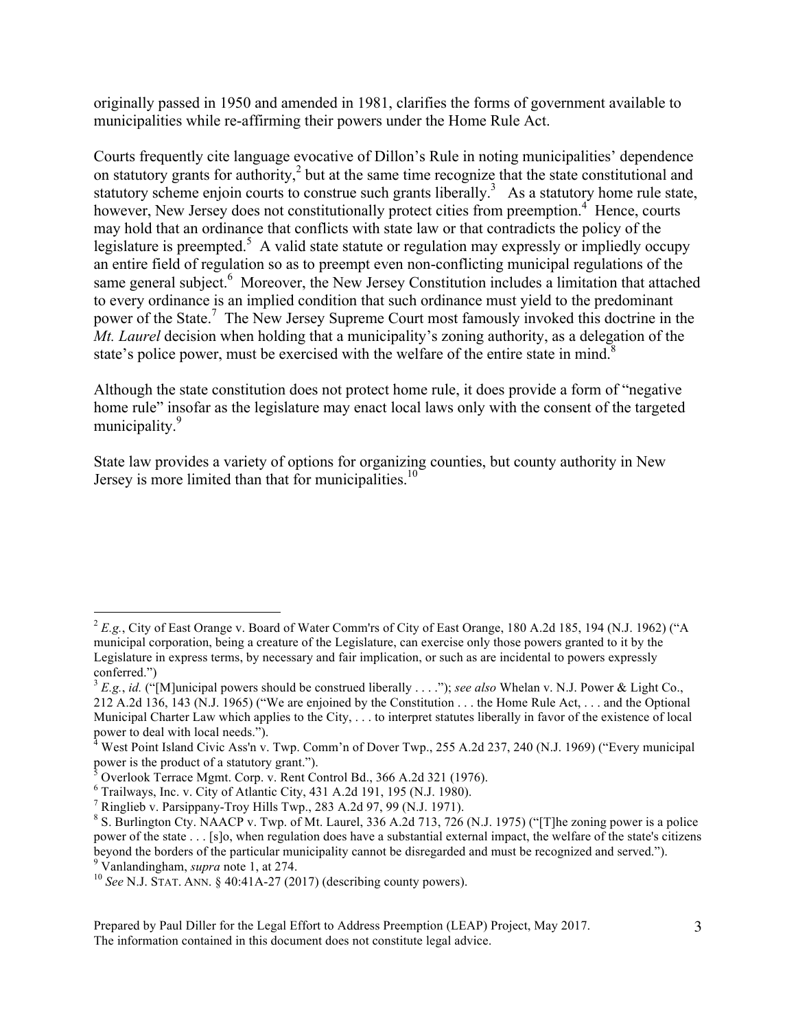originally passed in 1950 and amended in 1981, clarifies the forms of government available to municipalities while re-affirming their powers under the Home Rule Act.

Courts frequently cite language evocative of Dillon's Rule in noting municipalities' dependence on statutory grants for authority,[2] but at the same time recognize that the state constitutional and statutory scheme enjoin courts to construe such grants liberally.[3] As a statutory home rule state, however, New Jersey does not constitutionally protect cities from preemption.[4] Hence, courts may hold that an ordinance that conflicts with state law or that contradicts the policy of the legislature is preempted.[5] A valid state statute or regulation may expressly or impliedly occupy an entire field of regulation so as to preempt even non-conflicting municipal regulations of the same general subject.[6] Moreover, the New Jersey Constitution includes a limitation that attached to every ordinance is an implied condition that such ordinance must yield to the predominant power of the State.[7] The New Jersey Supreme Court most famously invoked this doctrine in the *Mt. Laurel* decision when holding that a municipality's zoning authority, as a delegation of the state's police power, must be exercised with the welfare of the entire state in mind.[8]

Although the state constitution does not protect home rule, it does provide a form of "negative home rule" insofar as the legislature may enact local laws only with the consent of the targeted municipality.[9]

State law provides a variety of options for organizing counties, but county authority in New Jersey is more limited than that for municipalities.[10]

---

[2] *E.g.*, City of East Orange v. Board of Water Comm'rs of City of East Orange, 180 A.2d 185, 194 (N.J. 1962) ("A municipal corporation, being a creature of the Legislature, can exercise only those powers granted to it by the Legislature in express terms, by necessary and fair implication, or such as are incidental to powers expressly conferred.")

[3] *E.g.*, *id.* ("[M]unicipal powers should be construed liberally . . . ."); *see also* Whelan v. N.J. Power & Light Co., 212 A.2d 136, 143 (N.J. 1965) ("We are enjoined by the Constitution . . . the Home Rule Act, . . . and the Optional Municipal Charter Law which applies to the City, . . . to interpret statutes liberally in favor of the existence of local power to deal with local needs.").

[4] West Point Island Civic Ass'n v. Twp. Comm'n of Dover Twp., 255 A.2d 237, 240 (N.J. 1969) ("Every municipal power is the product of a statutory grant.").

[5] Overlook Terrace Mgmt. Corp. v. Rent Control Bd., 366 A.2d 321 (1976).

[6] Trailways, Inc. v. City of Atlantic City, 431 A.2d 191, 195 (N.J. 1980).

[7] Ringlieb v. Parsippany-Troy Hills Twp., 283 A.2d 97, 99 (N.J. 1971).

[8] S. Burlington Cty. NAACP v. Twp. of Mt. Laurel, 336 A.2d 713, 726 (N.J. 1975) ("[T]he zoning power is a police power of the state . . . [s]o, when regulation does have a substantial external impact, the welfare of the state's citizens beyond the borders of the particular municipality cannot be disregarded and must be recognized and served.").

[9] Vanlandingham, *supra* note 1, at 274.

[10] *See* N.J. STAT. ANN. § 40:41A-27 (2017) (describing county powers).

Prepared by Paul Diller for the Legal Effort to Address Preemption (LEAP) Project, May 2017.
The information contained in this document does not constitute legal advice.